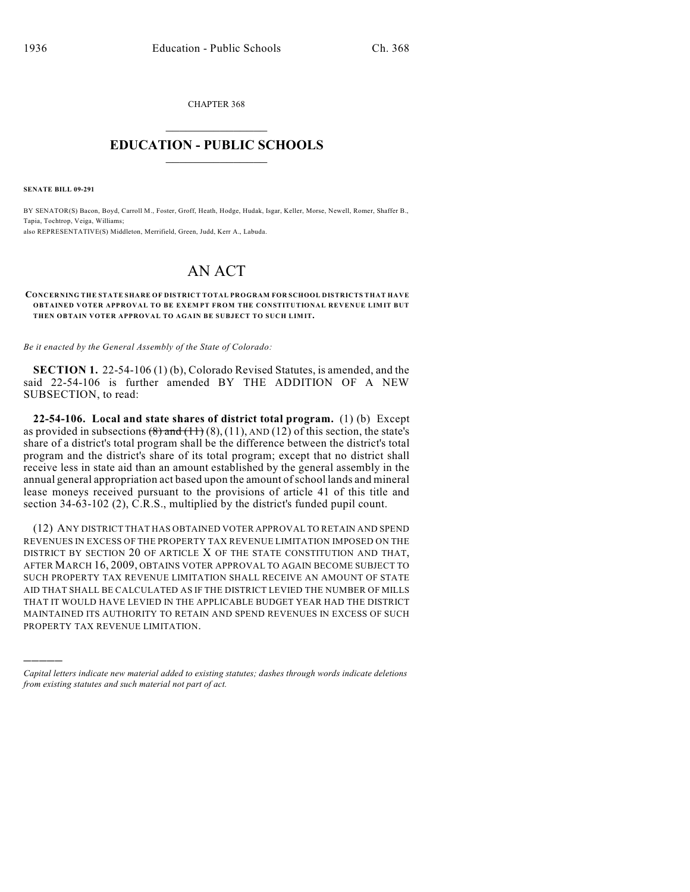CHAPTER 368

# EDUCATION - PUBLIC SCHOOLS

**SENATE BILL 09-291**

BY SENATOR(S) Bacon, Boyd, Carroll M., Foster, Groff, Heath, Hodge, Hudak, Isgar, Keller, Morse, Newell, Romer, Shaffer B., Tapia, Tochtrop, Veiga, Williams;
also REPRESENTATIVE(S) Middleton, Merrifield, Green, Judd, Kerr A., Labuda.

# AN ACT

**CONCERNING THE STATE SHARE OF DISTRICT TOTAL PROGRAM FOR SCHOOL DISTRICTS THAT HAVE OBTAINED VOTER APPROVAL TO BE EXEMPT FROM THE CONSTITUTIONAL REVENUE LIMIT BUT THEN OBTAIN VOTER APPROVAL TO AGAIN BE SUBJECT TO SUCH LIMIT.**

*Be it enacted by the General Assembly of the State of Colorado:*

**SECTION 1.** 22-54-106 (1) (b), Colorado Revised Statutes, is amended, and the said 22-54-106 is further amended BY THE ADDITION OF A NEW SUBSECTION, to read:

**22-54-106. Local and state shares of district total program.** (1) (b) Except as provided in subsections ~~(8) and (11)~~ (8), (11), AND (12) of this section, the state's share of a district's total program shall be the difference between the district's total program and the district's share of its total program; except that no district shall receive less in state aid than an amount established by the general assembly in the annual general appropriation act based upon the amount of school lands and mineral lease moneys received pursuant to the provisions of article 41 of this title and section 34-63-102 (2), C.R.S., multiplied by the district's funded pupil count.

(12) ANY DISTRICT THAT HAS OBTAINED VOTER APPROVAL TO RETAIN AND SPEND REVENUES IN EXCESS OF THE PROPERTY TAX REVENUE LIMITATION IMPOSED ON THE DISTRICT BY SECTION 20 OF ARTICLE X OF THE STATE CONSTITUTION AND THAT, AFTER MARCH 16, 2009, OBTAINS VOTER APPROVAL TO AGAIN BECOME SUBJECT TO SUCH PROPERTY TAX REVENUE LIMITATION SHALL RECEIVE AN AMOUNT OF STATE AID THAT SHALL BE CALCULATED AS IF THE DISTRICT LEVIED THE NUMBER OF MILLS THAT IT WOULD HAVE LEVIED IN THE APPLICABLE BUDGET YEAR HAD THE DISTRICT MAINTAINED ITS AUTHORITY TO RETAIN AND SPEND REVENUES IN EXCESS OF SUCH PROPERTY TAX REVENUE LIMITATION.

————

*Capital letters indicate new material added to existing statutes; dashes through words indicate deletions from existing statutes and such material not part of act.*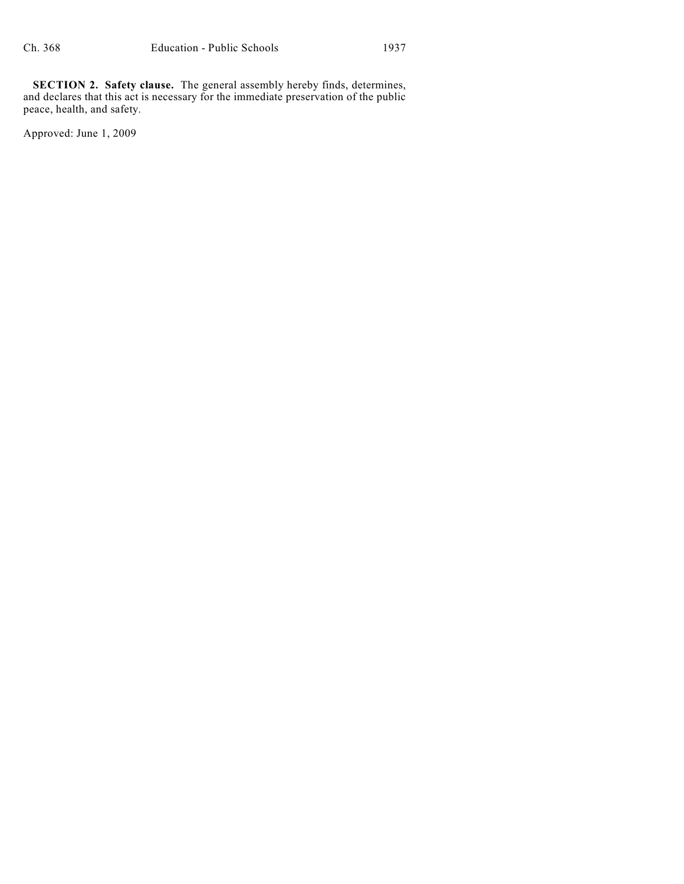**SECTION 2. Safety clause.** The general assembly hereby finds, determines, and declares that this act is necessary for the immediate preservation of the public peace, health, and safety.

Approved: June 1, 2009